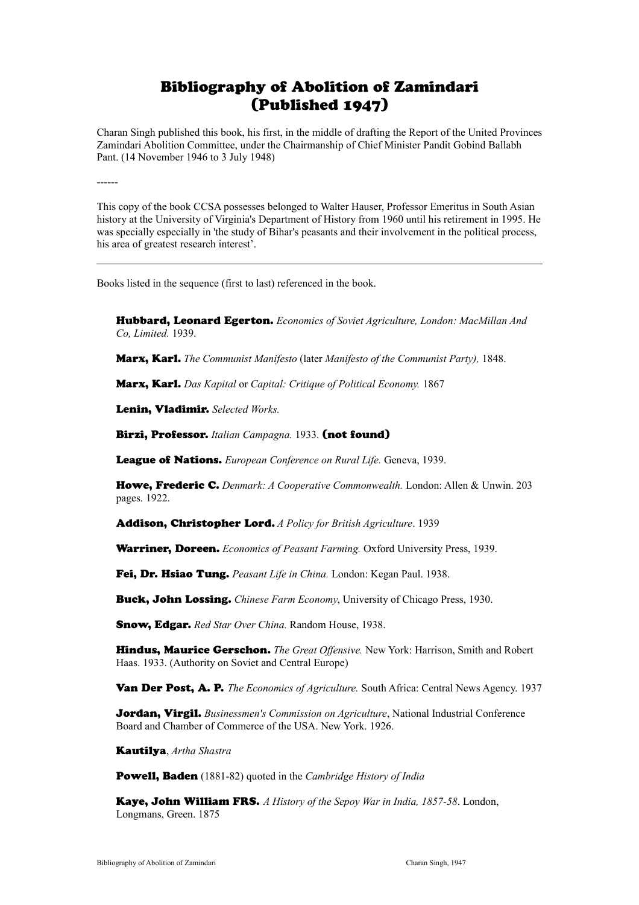# Bibliography of Abolition of Zamindari (Published 1947)

Charan Singh published this book, his first, in the middle of drafting the Report of the United Provinces Zamindari Abolition Committee, under the Chairmanship of Chief Minister Pandit Gobind Ballabh Pant. (14 November 1946 to 3 July 1948)

------

This copy of the book CCSA possesses belonged to Walter Hauser, Professor Emeritus in South Asian history at the University of Virginia's Department of History from 1960 until his retirement in 1995. He was specially especially in 'the study of Bihar's peasants and their involvement in the political process, his area of greatest research interest'.

---

Books listed in the sequence (first to last) referenced in the book.

**Hubbard, Leonard Egerton.** *Economics of Soviet Agriculture, London: MacMillan And Co, Limited.* 1939.

**Marx, Karl.** *The Communist Manifesto* (later *Manifesto of the Communist Party),* 1848.

**Marx, Karl.** *Das Kapital* or *Capital: Critique of Political Economy.* 1867

**Lenin, Vladimir.** *Selected Works.*

**Birzi, Professor.** *Italian Campagna.* 1933. **(not found)**

**League of Nations.** *European Conference on Rural Life.* Geneva, 1939.

**Howe, Frederic C.** *Denmark: A Cooperative Commonwealth.* London: Allen & Unwin. 203 pages. 1922.

**Addison, Christopher Lord.** *A Policy for British Agriculture*. 1939

**Warriner, Doreen.** *Economics of Peasant Farming.* Oxford University Press, 1939.

**Fei, Dr. Hsiao Tung.** *Peasant Life in China.* London: Kegan Paul. 1938.

**Buck, John Lossing.** *Chinese Farm Economy*, University of Chicago Press, 1930.

**Snow, Edgar.** *Red Star Over China.* Random House, 1938.

**Hindus, Maurice Gerschon.** *The Great Offensive.* New York: Harrison, Smith and Robert Haas. 1933. (Authority on Soviet and Central Europe)

**Van Der Post, A. P.** *The Economics of Agriculture.* South Africa: Central News Agency. 1937

**Jordan, Virgil.** *Businessmen's Commission on Agriculture*, National Industrial Conference Board and Chamber of Commerce of the USA. New York. 1926.

**Kautilya**, *Artha Shastra*

**Powell, Baden** (1881-82) quoted in the *Cambridge History of India*

**Kaye, John William FRS.** *A History of the Sepoy War in India, 1857-58*. London, Longmans, Green. 1875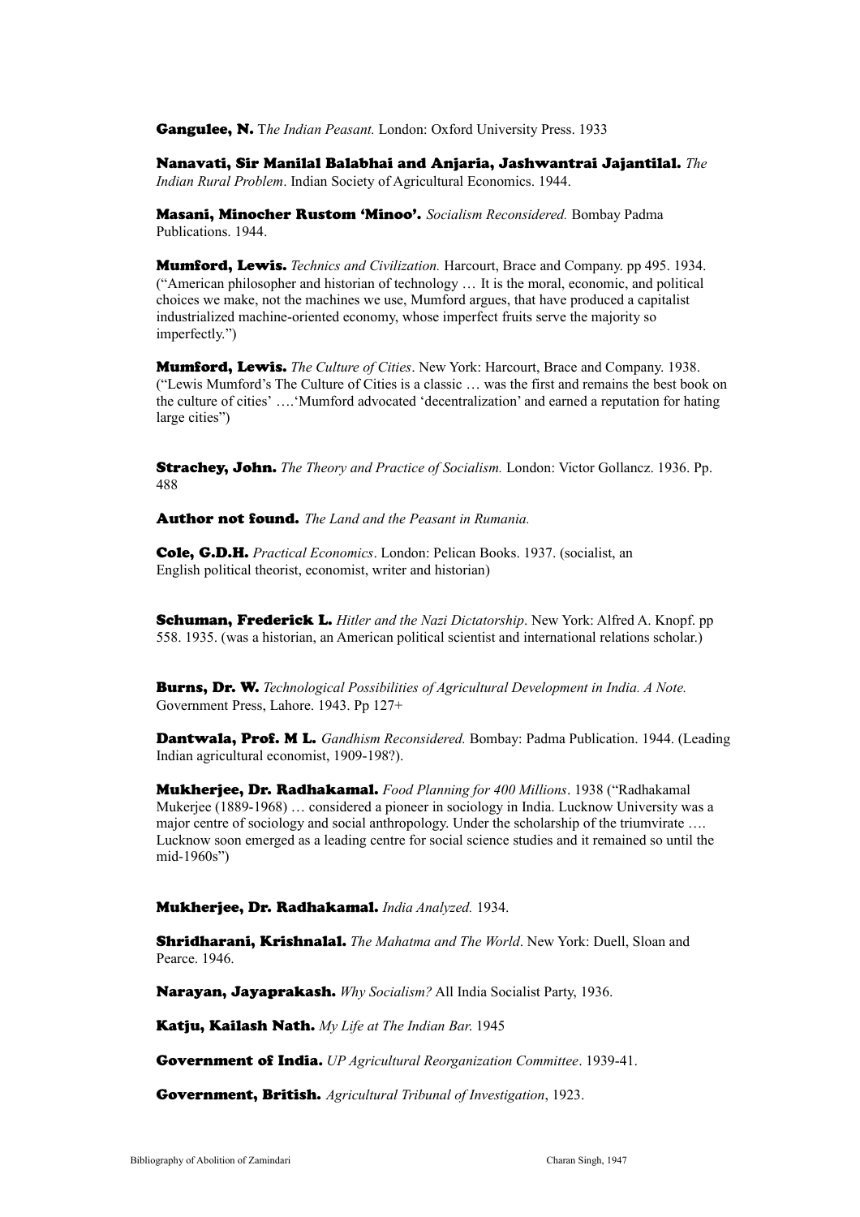**Gangulee, N.** T*he Indian Peasant.* London: Oxford University Press. 1933

**Nanavati, Sir Manilal Balabhai and Anjaria, Jashwantrai Jajantilal.** *The Indian Rural Problem*. Indian Society of Agricultural Economics. 1944.

**Masani, Minocher Rustom 'Minoo'.** *Socialism Reconsidered.* Bombay Padma Publications. 1944.

**Mumford, Lewis.** *Technics and Civilization.* Harcourt, Brace and Company. pp 495. 1934. ("American philosopher and historian of technology … It is the moral, economic, and political choices we make, not the machines we use, Mumford argues, that have produced a capitalist industrialized machine-oriented economy, whose imperfect fruits serve the majority so imperfectly.")

**Mumford, Lewis.** *The Culture of Cities*. New York: Harcourt, Brace and Company. 1938. ("Lewis Mumford's The Culture of Cities is a classic … was the first and remains the best book on the culture of cities' ….'Mumford advocated 'decentralization' and earned a reputation for hating large cities")

**Strachey, John.** *The Theory and Practice of Socialism.* London: Victor Gollancz. 1936. Pp. 488

**Author not found.** *The Land and the Peasant in Rumania.*

**Cole, G.D.H.** *Practical Economics*. London: Pelican Books. 1937. (socialist, an English political theorist, economist, writer and historian)

**Schuman, Frederick L.** *Hitler and the Nazi Dictatorship*. New York: Alfred A. Knopf. pp 558. 1935. (was a historian, an American political scientist and international relations scholar.)

**Burns, Dr. W.** *Technological Possibilities of Agricultural Development in India. A Note.* Government Press, Lahore. 1943. Pp 127+

**Dantwala, Prof. M L.** *Gandhism Reconsidered.* Bombay: Padma Publication. 1944. (Leading Indian agricultural economist, 1909-198?).

**Mukherjee, Dr. Radhakamal.** *Food Planning for 400 Millions*. 1938 ("Radhakamal Mukerjee (1889-1968) … considered a pioneer in sociology in India. Lucknow University was a major centre of sociology and social anthropology. Under the scholarship of the triumvirate …. Lucknow soon emerged as a leading centre for social science studies and it remained so until the mid-1960s")

**Mukherjee, Dr. Radhakamal.** *India Analyzed.* 1934.

**Shridharani, Krishnalal.** *The Mahatma and The World*. New York: Duell, Sloan and Pearce. 1946.

**Narayan, Jayaprakash.** *Why Socialism?* All India Socialist Party, 1936.

**Katju, Kailash Nath.** *My Life at The Indian Bar.* 1945

**Government of India.** *UP Agricultural Reorganization Committee*. 1939-41.

**Government, British.** *Agricultural Tribunal of Investigation*, 1923.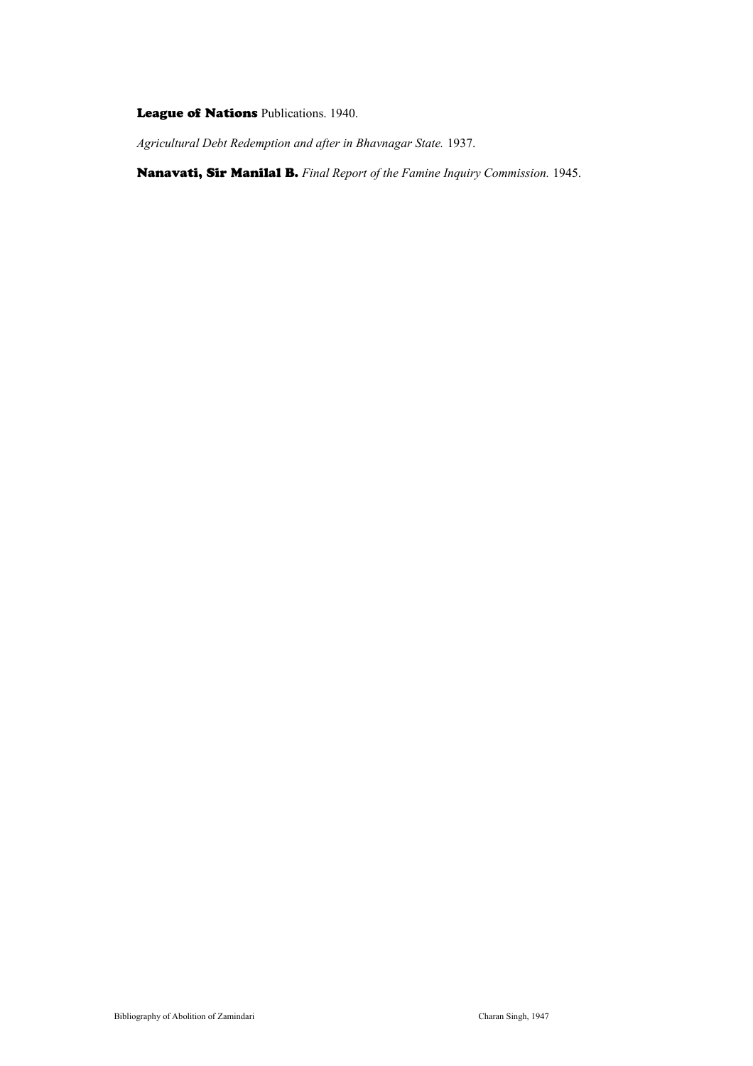**League of Nations** Publications. 1940.

*Agricultural Debt Redemption and after in Bhavnagar State.* 1937.

**Nanavati, Sir Manilal B.** *Final Report of the Famine Inquiry Commission.* 1945.